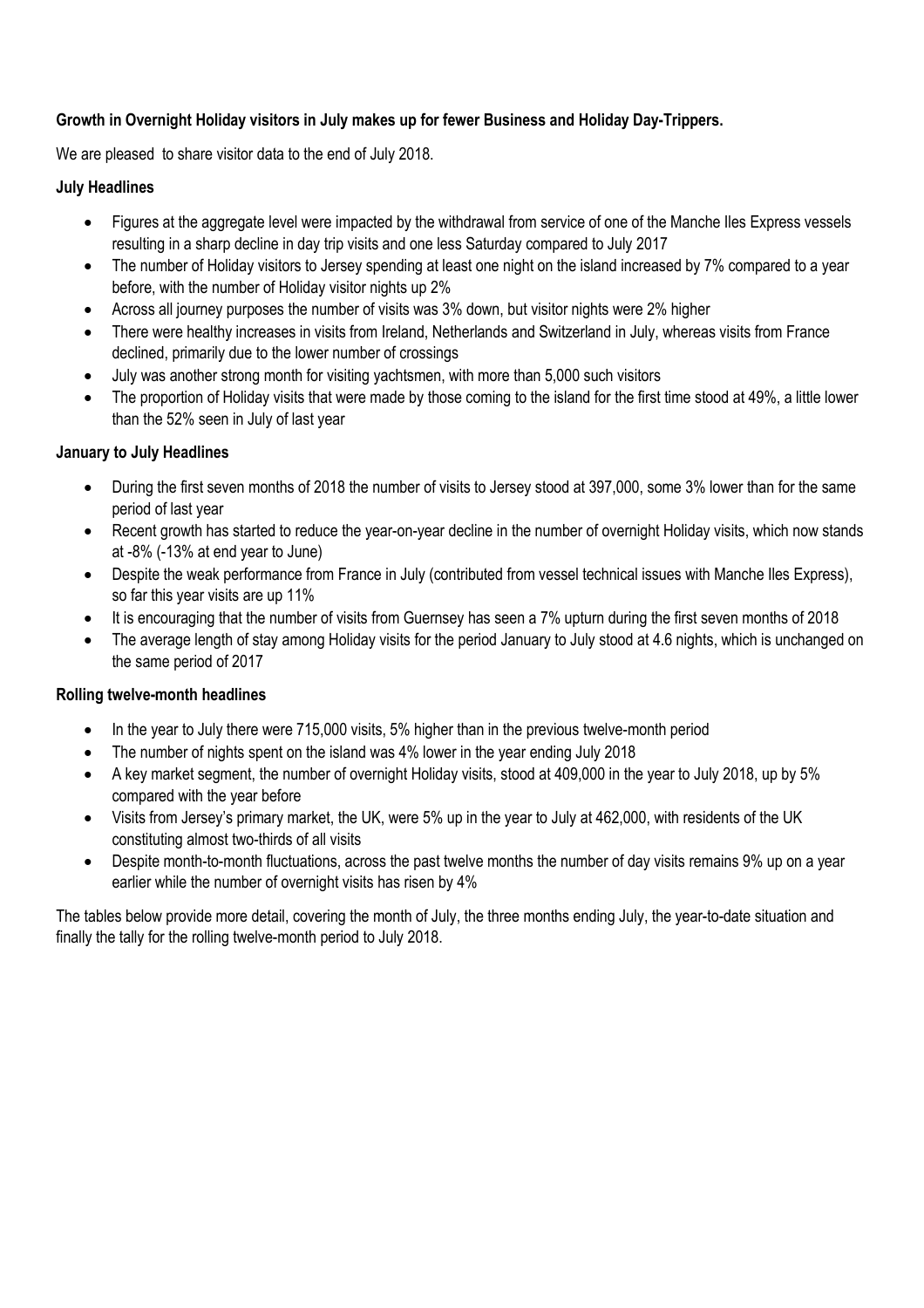**Growth in Overnight Holiday visitors in July makes up for fewer Business and Holiday Day-Trippers.**

We are pleased  to share visitor data to the end of July 2018.

**July Headlines**

- Figures at the aggregate level were impacted by the withdrawal from service of one of the Manche Iles Express vessels resulting in a sharp decline in day trip visits and one less Saturday compared to July 2017
- The number of Holiday visitors to Jersey spending at least one night on the island increased by 7% compared to a year before, with the number of Holiday visitor nights up 2%
- Across all journey purposes the number of visits was 3% down, but visitor nights were 2% higher
- There were healthy increases in visits from Ireland, Netherlands and Switzerland in July, whereas visits from France declined, primarily due to the lower number of crossings
- July was another strong month for visiting yachtsmen, with more than 5,000 such visitors
- The proportion of Holiday visits that were made by those coming to the island for the first time stood at 49%, a little lower than the 52% seen in July of last year

**January to July Headlines**

- During the first seven months of 2018 the number of visits to Jersey stood at 397,000, some 3% lower than for the same period of last year
- Recent growth has started to reduce the year-on-year decline in the number of overnight Holiday visits, which now stands at -8% (-13% at end year to June)
- Despite the weak performance from France in July (contributed from vessel technical issues with Manche Iles Express), so far this year visits are up 11%
- It is encouraging that the number of visits from Guernsey has seen a 7% upturn during the first seven months of 2018
- The average length of stay among Holiday visits for the period January to July stood at 4.6 nights, which is unchanged on the same period of 2017

**Rolling twelve-month headlines**

- In the year to July there were 715,000 visits, 5% higher than in the previous twelve-month period
- The number of nights spent on the island was 4% lower in the year ending July 2018
- A key market segment, the number of overnight Holiday visits, stood at 409,000 in the year to July 2018, up by 5% compared with the year before
- Visits from Jersey's primary market, the UK, were 5% up in the year to July at 462,000, with residents of the UK constituting almost two-thirds of all visits
- Despite month-to-month fluctuations, across the past twelve months the number of day visits remains 9% up on a year earlier while the number of overnight visits has risen by 4%

The tables below provide more detail, covering the month of July, the three months ending July, the year-to-date situation and finally the tally for the rolling twelve-month period to July 2018.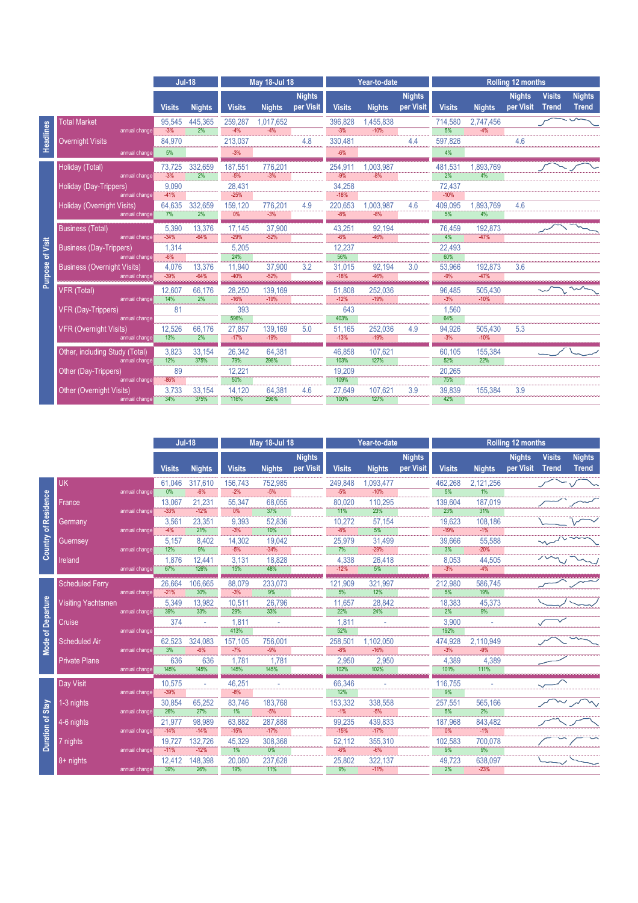| | | Jul-18 | | May 18-Jul 18 | | | Year-to-date | | | Rolling 12 months | | | | |
|---|---|---|---|---|---|---|---|---|---|---|---|---|---|---|
| | | Visits | Nights | Visits | Nights | Nights per Visit | Visits | Nights | Nights per Visit | Visits | Nights | Nights per Visit | Visits Trend | Nights Trend |
| Headlines | Total Market | 95,545 | 445,365 | 259,287 | 1,017,652 | | 396,828 | 1,455,838 | | 714,580 | 2,747,456 | | | |
| | annual change | -3% | 2% | -4% | -4% | | -3% | -10% | | 5% | -4% | | | |
| | Overnight Visits | 84,970 | | 213,037 | | 4.8 | 330,481 | | 4.4 | 597,826 | | 4.6 | | |
| | annual change | 5% | | -3% | | | -6% | | | 4% | | | | |
| Purpose of Visit | Holiday (Total) | 73,725 | 332,659 | 187,551 | 776,201 | | 254,911 | 1,003,987 | | 481,531 | 1,893,769 | | | |
| | annual change | -3% | 2% | -5% | -3% | | -9% | -8% | | 2% | 4% | | | |
| | Holiday (Day-Trippers) | 9,090 | | 28,431 | | | 34,258 | | | 72,437 | | | | |
| | annual change | -41% | | -25% | | | -18% | | | -10% | | | | |
| | Holiday (Overnight Visits) | 64,635 | 332,659 | 159,120 | 776,201 | 4.9 | 220,653 | 1,003,987 | 4.6 | 409,095 | 1,893,769 | 4.6 | | |
| | annual change | 7% | 2% | 0% | -3% | | -8% | -8% | | 5% | 4% | | | |
| | Business (Total) | 5,390 | 13,376 | 17,145 | 37,900 | | 43,251 | 92,194 | | 76,459 | 192,873 | | | |
| | annual change | -34% | -64% | -29% | -52% | | -6% | -46% | | 4% | -47% | | | |
| | Business (Day-Trippers) | 1,314 | | 5,205 | | | 12,237 | | | 22,493 | | | | |
| | annual change | -6% | | 24% | | | 56% | | | 60% | | | | |
| | Business (Overnight Visits) | 4,076 | 13,376 | 11,940 | 37,900 | 3.2 | 31,015 | 92,194 | 3.0 | 53,966 | 192,873 | 3.6 | | |
| | annual change | -39% | -64% | -40% | -52% | | -18% | -46% | | -9% | -47% | | | |
| | VFR (Total) | 12,607 | 66,176 | 28,250 | 139,169 | | 51,808 | 252,036 | | 96,485 | 505,430 | | | |
| | annual change | 14% | 2% | -16% | -19% | | -12% | -19% | | -3% | -10% | | | |
| | VFR (Day-Trippers) | 81 | | 393 | | | 643 | | | 1,560 | | | | |
| | annual change | | | 596% | | | 403% | | | 64% | | | | |
| | VFR (Overnight Visits) | 12,526 | 66,176 | 27,857 | 139,169 | 5.0 | 51,165 | 252,036 | 4.9 | 94,926 | 505,430 | 5.3 | | |
| | annual change | 13% | 2% | -17% | -19% | | -13% | -19% | | -3% | -10% | | | |
| | Other, including Study (Total) | 3,823 | 33,154 | 26,342 | 64,381 | | 46,858 | 107,621 | | 60,105 | 155,384 | | | |
| | annual change | 12% | 375% | 79% | 298% | | 103% | 127% | | 52% | 22% | | | |
| | Other (Day-Trippers) | 89 | | 12,221 | | | 19,209 | | | 20,265 | | | | |
| | annual change | -86% | | 50% | | | 109% | | | 75% | | | | |
| | Other (Overnight Visits) | 3,733 | 33,154 | 14,120 | 64,381 | 4.6 | 27,649 | 107,621 | 3.9 | 39,839 | 155,384 | 3.9 | | |
| | annual change | 34% | 375% | 116% | 298% | | 100% | 127% | | 42% | | | | |

| | | Jul-18 | | May 18-Jul 18 | | | Year-to-date | | | Rolling 12 months | | | | |
|---|---|---|---|---|---|---|---|---|---|---|---|---|---|---|
| | | Visits | Nights | Visits | Nights | Nights per Visit | Visits | Nights | Nights per Visit | Visits | Nights | Nights per Visit | Visits Trend | Nights Trend |
| Country of Residence | UK | 61,046 | 317,610 | 156,743 | 752,985 | | 249,848 | 1,093,477 | | 462,268 | 2,121,256 | | | |
| | annual change | 0% | -6% | -2% | -5% | | -5% | -10% | | 5% | 1% | | | |
| | France | 13,067 | 21,231 | 55,347 | 68,055 | | 80,020 | 110,295 | | 139,604 | 187,019 | | | |
| | annual change | -33% | -12% | 0% | 37% | | 11% | 23% | | 23% | 31% | | | |
| | Germany | 3,561 | 23,351 | 9,393 | 52,836 | | 10,272 | 57,154 | | 19,623 | 108,186 | | | |
| | annual change | -4% | 21% | -3% | 10% | | -8% | 5% | | -19% | -1% | | | |
| | Guernsey | 5,157 | 8,402 | 14,302 | 19,042 | | 25,979 | 31,499 | | 39,666 | 55,588 | | | |
| | annual change | 12% | 9% | -5% | -34% | | 7% | -29% | | 3% | -20% | | | |
| | Ireland | 1,876 | 12,441 | 3,131 | 18,828 | | 4,338 | 26,418 | | 8,053 | 44,505 | | | |
| | annual change | 67% | 126% | 15% | 48% | | -12% | 5% | | -3% | -4% | | | |
| Mode of Departure | Scheduled Ferry | 26,664 | 106,665 | 88,079 | 233,073 | | 121,909 | 321,997 | | 212,980 | 586,745 | | | |
| | annual change | -21% | 30% | -3% | 9% | | 5% | 12% | | 5% | 19% | | | |
| | Visiting Yachtsmen | 5,349 | 13,982 | 10,511 | 26,796 | | 11,657 | 28,842 | | 18,383 | 45,373 | | | |
| | annual change | 39% | 33% | 29% | 33% | | 22% | 24% | | 2% | 9% | | | |
| | Cruise | 374 | - | 1,811 | - | | 1,811 | - | | 3,900 | - | | | |
| | annual change | | | 413% | | | 52% | | | 192% | | | | |
| | Scheduled Air | 62,523 | 324,083 | 157,105 | 756,001 | | 258,501 | 1,102,050 | | 474,928 | 2,110,949 | | | |
| | annual change | 3% | -6% | -7% | -9% | | -8% | -16% | | -3% | -9% | | | |
| | Private Plane | 636 | 636 | 1,781 | 1,781 | | 2,950 | 2,950 | | 4,389 | 4,389 | | | |
| | annual change | 145% | 145% | 145% | 145% | | 102% | 102% | | 101% | 111% | | | |
| Duration of Stay | Day Visit | 10,575 | - | 46,251 | - | | 66,346 | - | | 116,755 | - | | | |
| | annual change | -39% | | -8% | | | 12% | | | 9% | | | | |
| | 1-3 nights | 30,854 | 65,252 | 83,746 | 183,768 | | 153,332 | 338,558 | | 257,551 | 565,166 | | | |
| | annual change | 26% | 27% | 1% | -5% | | -1% | -5% | | 5% | 2% | | | |
| | 4-6 nights | 21,977 | 98,989 | 63,882 | 287,888 | | 99,235 | 439,833 | | 187,968 | 843,482 | | | |
| | annual change | -14% | -14% | -15% | -17% | | -15% | -17% | | 0% | -1% | | | |
| | 7 nights | 19,727 | 132,726 | 45,329 | 308,368 | | 52,112 | 355,310 | | 102,583 | 700,078 | | | |
| | annual change | -11% | -12% | 1% | 0% | | -6% | -6% | | 9% | 9% | | | |
| | 8+ nights | 12,412 | 148,398 | 20,080 | 237,628 | | 25,802 | 322,137 | | 49,723 | 638,097 | | | |
| | annual change | 39% | 26% | 19% | 11% | | 9% | -11% | | 2% | -23% | | | |